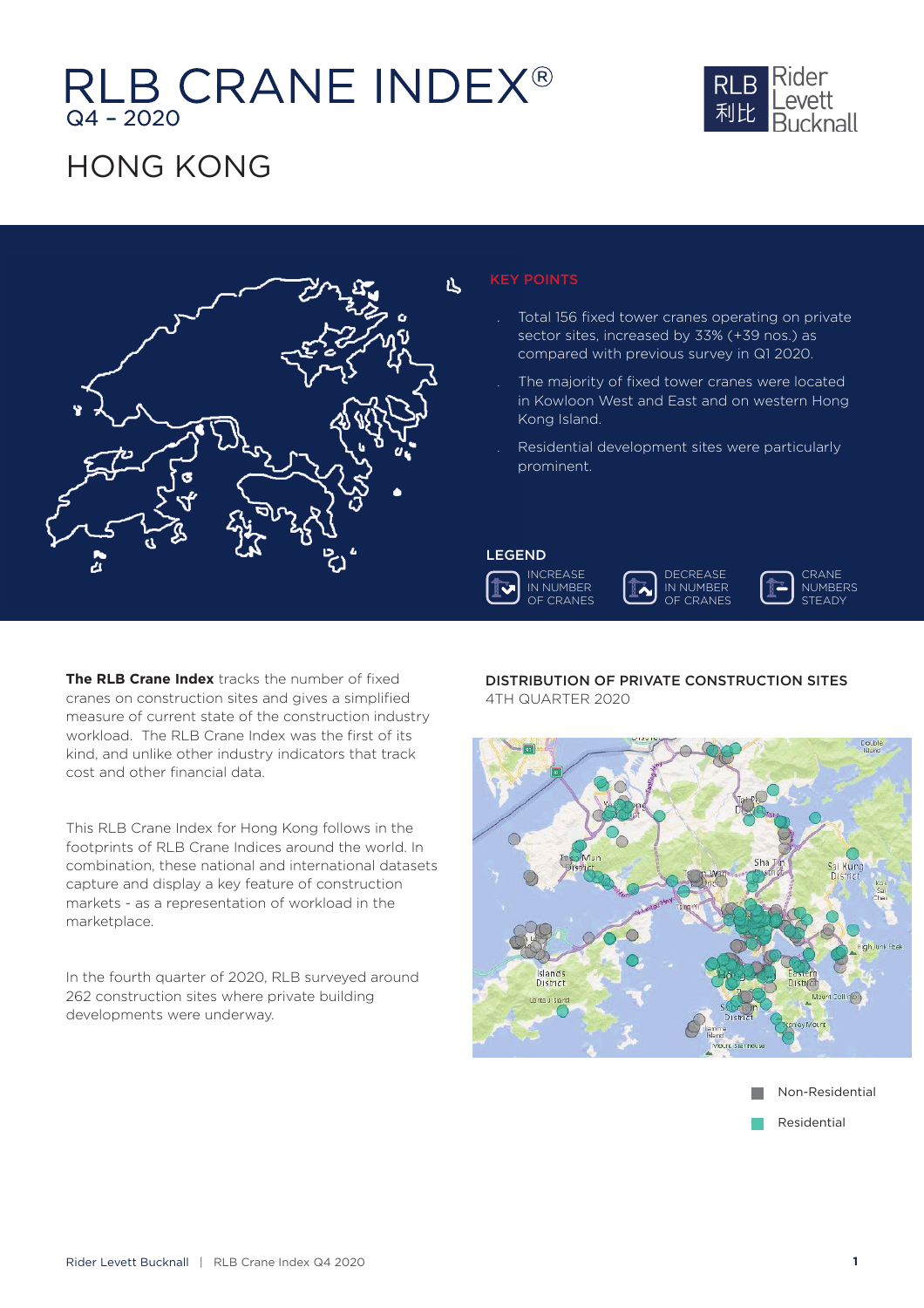# RLB CRANE INDEX®
Q4 – 2020

## HONG KONG

### KEY POINTS

- Total 156 fixed tower cranes operating on private sector sites, increased by 33% (+39 nos.) as compared with previous survey in Q1 2020.
- The majority of fixed tower cranes were located in Kowloon West and East and on western Hong Kong Island.
- Residential development sites were particularly prominent.

### LEGEND

- INCREASE IN NUMBER OF CRANES
- DECREASE IN NUMBER OF CRANES
- CRANE NUMBERS STEADY

**The RLB Crane Index** tracks the number of fixed cranes on construction sites and gives a simplified measure of current state of the construction industry workload. The RLB Crane Index was the first of its kind, and unlike other industry indicators that track cost and other financial data.

This RLB Crane Index for Hong Kong follows in the footprints of RLB Crane Indices around the world. In combination, these national and international datasets capture and display a key feature of construction markets - as a representation of workload in the marketplace.

In the fourth quarter of 2020, RLB surveyed around 262 construction sites where private building developments were underway.

### DISTRIBUTION OF PRIVATE CONSTRUCTION SITES
4TH QUARTER 2020

- Non-Residential
- Residential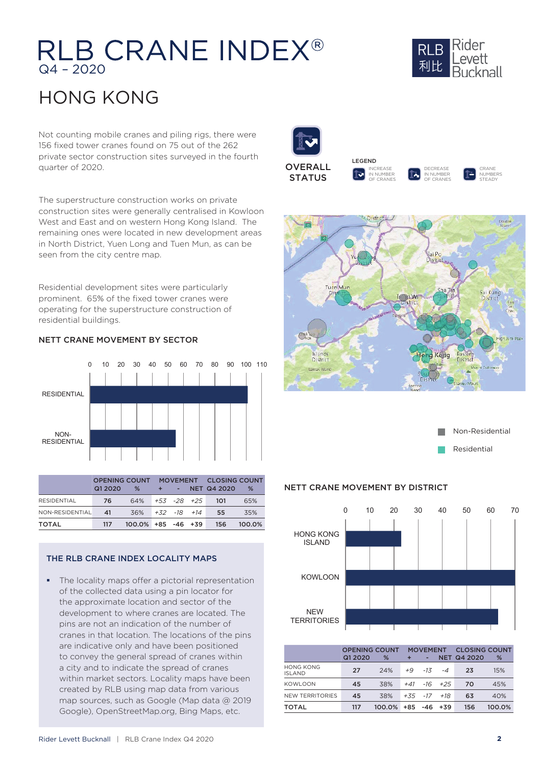# RLB CRANE INDEX®

Q4 – 2020

## HONG KONG

Not counting mobile cranes and piling rigs, there were 156 fixed tower cranes found on 75 out of the 262 private sector construction sites surveyed in the fourth quarter of 2020.

The superstructure construction works on private construction sites were generally centralised in Kowloon West and East and on western Hong Kong Island. The remaining ones were located in new development areas in North District, Yuen Long and Tuen Mun, as can be seen from the city centre map.

Residential development sites were particularly prominent. 65% of the fixed tower cranes were operating for the superstructure construction of residential buildings.

OVERALL STATUS

LEGEND

INCREASE IN NUMBER OF CRANES

DECREASE IN NUMBER OF CRANES

CRANE NUMBERS STEADY

Non-Residential

Residential

### NETT CRANE MOVEMENT BY SECTOR

0 10 20 30 40 50 60 70 80 90 100 110

RESIDENTIAL

NON-RESIDENTIAL

| | OPENING COUNT Q1 2020 | % | MOVEMENT + | - | NET | CLOSING COUNT Q4 2020 | % |
|---|---|---|---|---|---|---|---|
| RESIDENTIAL | 76 | 64% | +53 | -28 | +25 | 101 | 65% |
| NON-RESIDENTIAL | 41 | 36% | +32 | -18 | +14 | 55 | 35% |
| **TOTAL** | **117** | **100.0%** | **+85** | **-46** | **+39** | **156** | **100.0%** |

### NETT CRANE MOVEMENT BY DISTRICT

0 10 20 30 40 50 60 70

HONG KONG ISLAND

KOWLOON

NEW TERRITORIES

| | OPENING COUNT Q1 2020 | % | MOVEMENT + | - | NET | CLOSING COUNT Q4 2020 | % |
|---|---|---|---|---|---|---|---|
| HONG KONG ISLAND | 27 | 24% | +9 | -13 | -4 | 23 | 15% |
| KOWLOON | 45 | 38% | +41 | -16 | +25 | 70 | 45% |
| NEW TERRITORIES | 45 | 38% | +35 | -17 | +18 | 63 | 40% |
| **TOTAL** | **117** | **100.0%** | **+85** | **-46** | **+39** | **156** | **100.0%** |

### THE RLB CRANE INDEX LOCALITY MAPS

- The locality maps offer a pictorial representation of the collected data using a pin locator for the approximate location and sector of the development to where cranes are located. The pins are not an indication of the number of cranes in that location. The locations of the pins are indicative only and have been positioned to convey the general spread of cranes within a city and to indicate the spread of cranes within market sectors. Locality maps have been created by RLB using map data from various map sources, such as Google (Map data @ 2019 Google), OpenStreetMap.org, Bing Maps, etc.